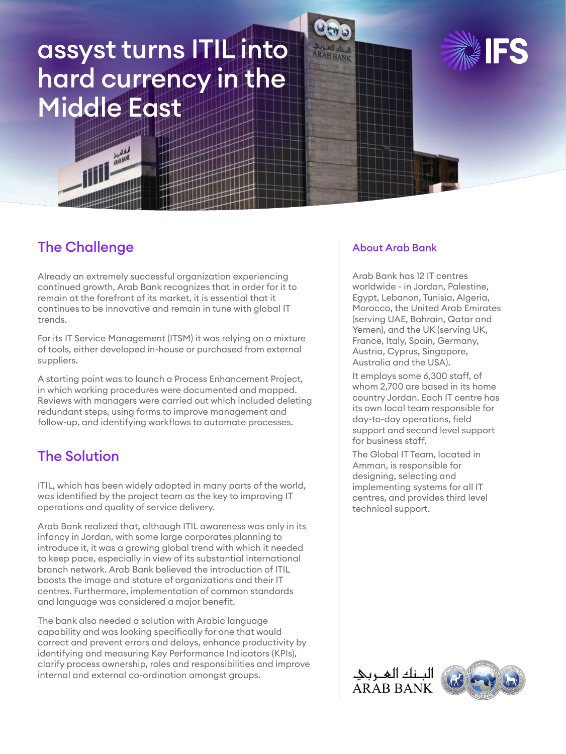# assyst turns ITIL into hard currency in the Middle East

## The Challenge

Already an extremely successful organization experiencing continued growth, Arab Bank recognizes that in order for it to remain at the forefront of its market, it is essential that it continues to be innovative and remain in tune with global IT trends.

For its IT Service Management (ITSM) it was relying on a mixture of tools, either developed in-house or purchased from external suppliers.

A starting point was to launch a Process Enhancement Project, in which working procedures were documented and mapped. Reviews with managers were carried out which included deleting redundant steps, using forms to improve management and follow-up, and identifying workflows to automate processes.

## The Solution

ITIL, which has been widely adopted in many parts of the world, was identified by the project team as the key to improving IT operations and quality of service delivery.

Arab Bank realized that, although ITIL awareness was only in its infancy in Jordan, with some large corporates planning to introduce it, it was a growing global trend with which it needed to keep pace, especially in view of its substantial international branch network. Arab Bank believed the introduction of ITIL boosts the image and stature of organizations and their IT centres. Furthermore, implementation of common standards and language was considered a major benefit.

The bank also needed a solution with Arabic language capability and was looking specifically for one that would correct and prevent errors and delays, enhance productivity by identifying and measuring Key Performance Indicators (KPIs), clarify process ownership, roles and responsibilities and improve internal and external co-ordination amongst groups.

### About Arab Bank

Arab Bank has 12 IT centres worldwide - in Jordan, Palestine, Egypt, Lebanon, Tunisia, Algeria, Morocco, the United Arab Emirates (serving UAE, Bahrain, Qatar and Yemen), and the UK (serving UK, France, Italy, Spain, Germany, Austria, Cyprus, Singapore, Australia and the USA).

It employs some 6,300 staff, of whom 2,700 are based in its home country Jordan. Each IT centre has its own local team responsible for day-to-day operations, field support and second level support for business staff.

The Global IT Team, located in Amman, is responsible for designing, selecting and implementing systems for all IT centres, and provides third level technical support.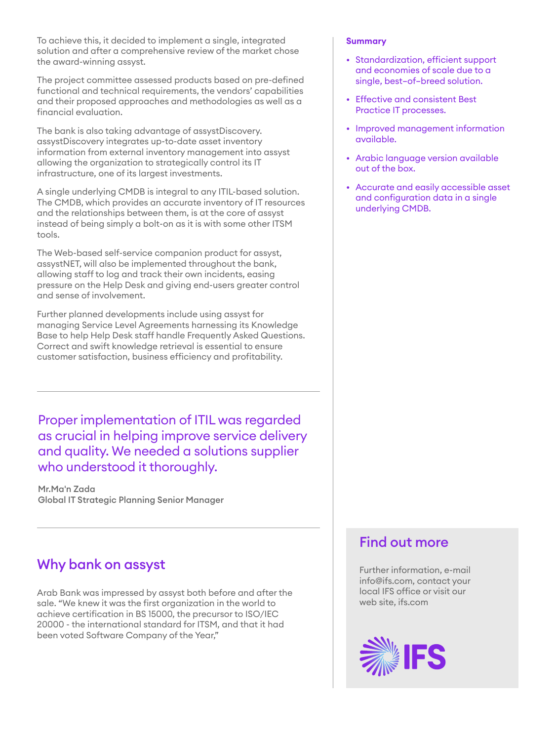To achieve this, it decided to implement a single, integrated solution and after a comprehensive review of the market chose the award-winning assyst.

The project committee assessed products based on pre-defined functional and technical requirements, the vendors' capabilities and their proposed approaches and methodologies as well as a financial evaluation.

The bank is also taking advantage of assystDiscovery. assystDiscovery integrates up-to-date asset inventory information from external inventory management into assyst allowing the organization to strategically control its IT infrastructure, one of its largest investments.

A single underlying CMDB is integral to any ITIL-based solution. The CMDB, which provides an accurate inventory of IT resources and the relationships between them, is at the core of assyst instead of being simply a bolt-on as it is with some other ITSM tools.

The Web-based self-service companion product for assyst, assystNET, will also be implemented throughout the bank, allowing staff to log and track their own incidents, easing pressure on the Help Desk and giving end-users greater control and sense of involvement.

Further planned developments include using assyst for managing Service Level Agreements harnessing its Knowledge Base to help Help Desk staff handle Frequently Asked Questions. Correct and swift knowledge retrieval is essential to ensure customer satisfaction, business efficiency and profitability.

---

> Proper implementation of ITIL was regarded as crucial in helping improve service delivery and quality. We needed a solutions supplier who understood it thoroughly.

**Mr.Ma'n Zada**
**Global IT Strategic Planning Senior Manager**

---

## Why bank on assyst

Arab Bank was impressed by assyst both before and after the sale. "We knew it was the first organization in the world to achieve certification in BS 15000, the precursor to ISO/IEC 20000 - the international standard for ITSM, and that it had been voted Software Company of the Year,"

### Summary

- Standardization, efficient support and economies of scale due to a single, best-of-breed solution.
- Effective and consistent Best Practice IT processes.
- Improved management information available.
- Arabic language version available out of the box.
- Accurate and easily accessible asset and configuration data in a single underlying CMDB.

## Find out more

Further information, e-mail info@ifs.com, contact your local IFS office or visit our web site, ifs.com

IFS